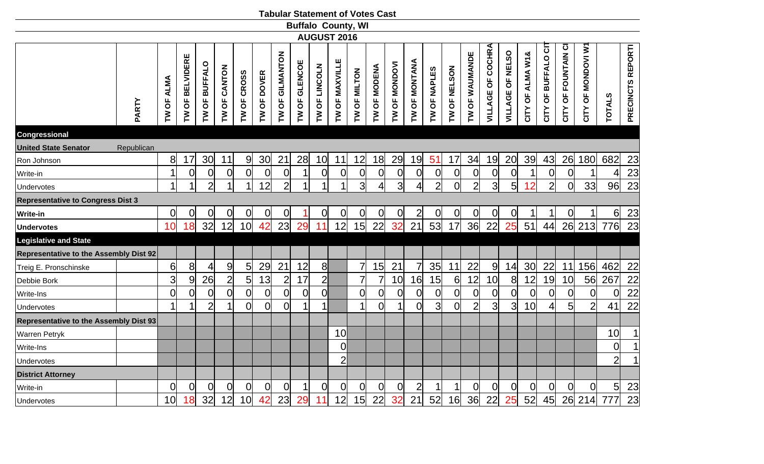# Tabular Statement of Votes Cast

## Buffalo County, WI

### AUGUST 2016

| | PARTY | TW OF ALMA | TW OF BELVIDERE | TW OF BUFFALO | TW OF CANTON | TW OF CROSS | TW OF DOVER | TW OF GILMANTON | TW OF GLENCOE | TW OF LINCOLN | TW OF MAXVILLE | TW OF MILTON | TW OF MODENA | TW OF MONDOVI | TW OF MONTANA | TW OF NAPLES | TW OF NELSON | TW OF WAUMANDE | VILLAGE OF COCHRA | VILLAGE OF NELSO | CITY OF ALMA W1& | CITY OF BUFFALO CIT | CITY OF FOUNTAIN CI | CITY OF MONDOVI W1 | TOTALS | PRECINCTS REPORTI |
|---|---|---|---|---|---|---|---|---|---|---|---|---|---|---|---|---|---|---|---|---|---|---|---|---|---|---|
| **Congressional** | | | | | | | | | | | | | | | | | | | | | | | | | | |
| **United State Senator** | Republican | | | | | | | | | | | | | | | | | | | | | | | | | |
| Ron Johnson | | 8 | 17 | 30 | 11 | 9 | 30 | 21 | 28 | 10 | 11 | 12 | 18 | 29 | 19 | 51 | 17 | 34 | 19 | 20 | 39 | 43 | 26 | 180 | 682 | 23 |
| Write-in | | 1 | 0 | 0 | 0 | 0 | 0 | 0 | 1 | 0 | 0 | 0 | 0 | 0 | 0 | 0 | 0 | 0 | 0 | 0 | 1 | 0 | 0 | 1 | 4 | 23 |
| Undervotes | | 1 | 1 | 2 | 1 | 1 | 12 | 2 | 1 | 1 | 1 | 3 | 4 | 3 | 4 | 2 | 0 | 2 | 3 | 5 | 12 | 2 | 0 | 33 | 96 | 23 |
| **Representative to Congress Dist 3** | | | | | | | | | | | | | | | | | | | | | | | | | | |
| **Write-in** | | 0 | 0 | 0 | 0 | 0 | 0 | 0 | 1 | 0 | 0 | 0 | 0 | 0 | 2 | 0 | 0 | 0 | 0 | 0 | 1 | 1 | 0 | 1 | 6 | 23 |
| **Undervotes** | | 10 | 18 | 32 | 12 | 10 | 42 | 23 | 29 | 11 | 12 | 15 | 22 | 32 | 21 | 53 | 17 | 36 | 22 | 25 | 51 | 44 | 26 | 213 | 776 | 23 |
| **Legislative and State** | | | | | | | | | | | | | | | | | | | | | | | | | | |
| **Representative to the Assembly Dist 92** | | | | | | | | | | | | | | | | | | | | | | | | | | |
| Treig E. Pronschinske | | 6 | 8 | 4 | 9 | 5 | 29 | 21 | 12 | 8 | | 7 | 15 | 21 | 7 | 35 | 11 | 22 | 9 | 14 | 30 | 22 | 11 | 156 | 462 | 22 |
| Debbie Bork | | 3 | 9 | 26 | 2 | 5 | 13 | 2 | 17 | 2 | | 7 | 7 | 10 | 16 | 15 | 6 | 12 | 10 | 8 | 12 | 19 | 10 | 56 | 267 | 22 |
| Write-Ins | | 0 | 0 | 0 | 0 | 0 | 0 | 0 | 0 | 0 | | 0 | 0 | 0 | 0 | 0 | 0 | 0 | 0 | 0 | 0 | 0 | 0 | 0 | 0 | 22 |
| Undervotes | | 1 | 1 | 2 | 1 | 0 | 0 | 0 | 1 | 1 | | 1 | 0 | 1 | 0 | 3 | 0 | 2 | 3 | 3 | 10 | 4 | 5 | 2 | 41 | 22 |
| **Representative to the Assembly Dist 93** | | | | | | | | | | | | | | | | | | | | | | | | | | |
| Warren Petryk | | | | | | | | | | | 10 | | | | | | | | | | | | | | 10 | 1 |
| Write-Ins | | | | | | | | | | | 0 | | | | | | | | | | | | | | 0 | 1 |
| Undervotes | | | | | | | | | | | 2 | | | | | | | | | | | | | | 2 | 1 |
| **District Attorney** | | | | | | | | | | | | | | | | | | | | | | | | | | |
| Write-in | | 0 | 0 | 0 | 0 | 0 | 0 | 0 | 1 | 0 | 0 | 0 | 0 | 0 | 2 | 1 | 1 | 0 | 0 | 0 | 0 | 0 | 0 | 0 | 5 | 23 |
| Undervotes | | 10 | 18 | 32 | 12 | 10 | 42 | 23 | 29 | 11 | 12 | 15 | 22 | 32 | 21 | 52 | 16 | 36 | 22 | 25 | 52 | 45 | 26 | 214 | 777 | 23 |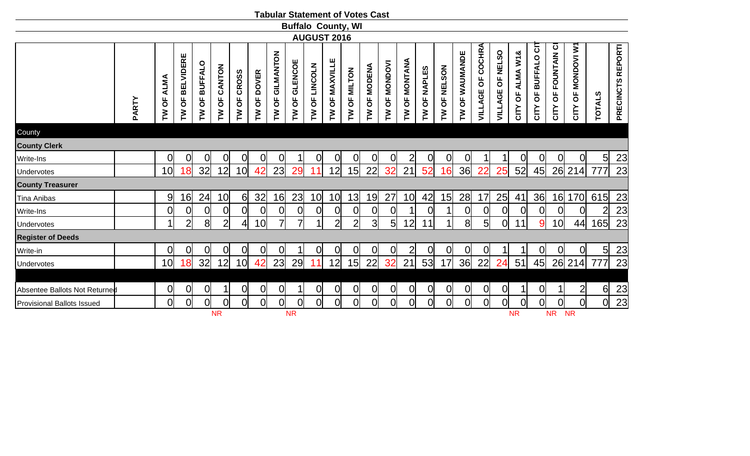# Tabular Statement of Votes Cast

## Buffalo County, WI

### AUGUST 2016

| | PARTY | TW OF ALMA | TW OF BELVIDERE | TW OF BUFFALO | TW OF CANTON | TW OF CROSS | TW OF DOVER | TW OF GILMANTON | TW OF GLENCOE | TW OF LINCOLN | TW OF MAXVILLE | TW OF MILTON | TW OF MODENA | TW OF MONDOVI | TW OF MONTANA | TW OF NAPLES | TW OF NELSON | TW OF WAUMANDE | VILLAGE OF COCHRA | VILLAGE OF NELSO | CITY OF ALMA W1& | CITY OF BUFFALO CIT | CITY OF FOUNTAIN CI | CITY OF MONDOVI W1 | TOTALS | PRECINCTS REPORTI |
|---|---|---|---|---|---|---|---|---|---|---|---|---|---|---|---|---|---|---|---|---|---|---|---|---|---|---|
| County | | | | | | | | | | | | | | | | | | | | | | | | | | |
| **County Clerk** | | | | | | | | | | | | | | | | | | | | | | | | | | |
| Write-Ins | | 0 | 0 | 0 | 0 | 0 | 0 | 0 | 1 | 0 | 0 | 0 | 0 | 0 | 2 | 0 | 0 | 0 | 1 | 1 | 0 | 0 | 0 | 0 | 5 | 23 |
| Undervotes | | 10 | 18 | 32 | 12 | 10 | 42 | 23 | 29 | 11 | 12 | 15 | 22 | 32 | 21 | 52 | 16 | 36 | 22 | 25 | 52 | 45 | 26 | 214 | 777 | 23 |
| **County Treasurer** | | | | | | | | | | | | | | | | | | | | | | | | | | |
| Tina Anibas | | 9 | 16 | 24 | 10 | 6 | 32 | 16 | 23 | 10 | 10 | 13 | 19 | 27 | 10 | 42 | 15 | 28 | 17 | 25 | 41 | 36 | 16 | 170 | 615 | 23 |
| Write-Ins | | 0 | 0 | 0 | 0 | 0 | 0 | 0 | 0 | 0 | 0 | 0 | 0 | 0 | 1 | 0 | 1 | 0 | 0 | 0 | 0 | 0 | 0 | 0 | 2 | 23 |
| Undervotes | | 1 | 2 | 8 | 2 | 4 | 10 | 7 | 7 | 1 | 2 | 2 | 3 | 5 | 12 | 11 | 1 | 8 | 5 | 0 | 11 | 9 | 10 | 44 | 165 | 23 |
| **Register of Deeds** | | | | | | | | | | | | | | | | | | | | | | | | | | |
| Write-in | | 0 | 0 | 0 | 0 | 0 | 0 | 0 | 1 | 0 | 0 | 0 | 0 | 0 | 2 | 0 | 0 | 0 | 0 | 1 | 1 | 0 | 0 | 0 | 5 | 23 |
| Undervotes | | 10 | 18 | 32 | 12 | 10 | 42 | 23 | 29 | 11 | 12 | 15 | 22 | 32 | 21 | 53 | 17 | 36 | 22 | 24 | 51 | 45 | 26 | 214 | 777 | 23 |
| | | | | | | | | | | | | | | | | | | | | | | | | | | |
| Absentee Ballots Not Returned | | 0 | 0 | 0 | 1 | 0 | 0 | 0 | 1 | 0 | 0 | 0 | 0 | 0 | 0 | 0 | 0 | 0 | 0 | 0 | 1 | 0 | 1 | 2 | 6 | 23 |
| Provisional Ballots Issued | | 0 | 0 | 0 | 0 | 0 | 0 | 0 | 0 | 0 | 0 | 0 | 0 | 0 | 0 | 0 | 0 | 0 | 0 | 0 | 0 | 0 | 0 | 0 | 0 | 23 |
| | | | | | NR | | | | NR | | | | | | | | | | | | NR | | NR | NR | | |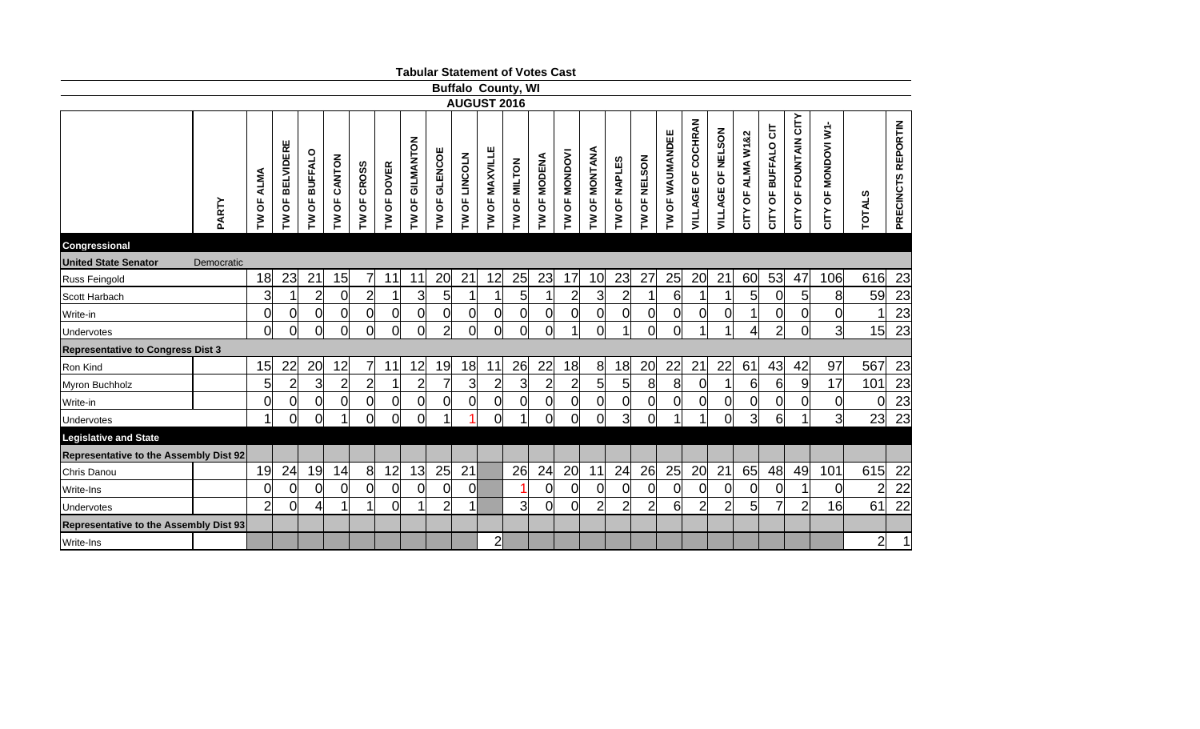**Tabular Statement of Votes Cast**

**Buffalo County, WI**

**AUGUST 2016**

| | PARTY | TW OF ALMA | TW OF BELVIDERE | TW OF BUFFALO | TW OF CANTON | TW OF CROSS | TW OF DOVER | TW OF GILMANTON | TW OF GLENCOE | TW OF LINCOLN | TW OF MAXVILLE | TW OF MILTON | TW OF MODENA | TW OF MONDOVI | TW OF MONTANA | TW OF NAPLES | TW OF NELSON | TW OF WAUMANDEE | VILLAGE OF COCHRAN | VILLAGE OF NELSON | CITY OF ALMA W1&2 | CITY OF BUFFALO CIT | CITY OF FOUNTAIN CITY | CITY OF MONDOVI W1- | TOTALS | PRECINCTS REPORTIN |
|---|---|---|---|---|---|---|---|---|---|---|---|---|---|---|---|---|---|---|---|---|---|---|---|---|---|---|
| **Congressional** | | | | | | | | | | | | | | | | | | | | | | | | | | |
| **United State Senator** | Democratic | | | | | | | | | | | | | | | | | | | | | | | | | |
| Russ Feingold | | 18 | 23 | 21 | 15 | 7 | 11 | 11 | 20 | 21 | 12 | 25 | 23 | 17 | 10 | 23 | 27 | 25 | 20 | 21 | 60 | 53 | 47 | 106 | 616 | 23 |
| Scott Harbach | | 3 | 1 | 2 | 0 | 2 | 1 | 3 | 5 | 1 | 1 | 5 | 1 | 2 | 3 | 2 | 1 | 6 | 1 | 1 | 5 | 0 | 5 | 8 | 59 | 23 |
| Write-in | | 0 | 0 | 0 | 0 | 0 | 0 | 0 | 0 | 0 | 0 | 0 | 0 | 0 | 0 | 0 | 0 | 0 | 0 | 0 | 1 | 0 | 0 | 0 | 1 | 23 |
| Undervotes | | 0 | 0 | 0 | 0 | 0 | 0 | 0 | 2 | 0 | 0 | 0 | 0 | 1 | 0 | 1 | 0 | 0 | 1 | 1 | 4 | 2 | 0 | 3 | 15 | 23 |
| **Representative to Congress Dist 3** | | | | | | | | | | | | | | | | | | | | | | | | | | |
| Ron Kind | | 15 | 22 | 20 | 12 | 7 | 11 | 12 | 19 | 18 | 11 | 26 | 22 | 18 | 8 | 18 | 20 | 22 | 21 | 22 | 61 | 43 | 42 | 97 | 567 | 23 |
| Myron Buchholz | | 5 | 2 | 3 | 2 | 2 | 1 | 2 | 7 | 3 | 2 | 3 | 2 | 2 | 5 | 5 | 8 | 8 | 0 | 1 | 6 | 6 | 9 | 17 | 101 | 23 |
| Write-in | | 0 | 0 | 0 | 0 | 0 | 0 | 0 | 0 | 0 | 0 | 0 | 0 | 0 | 0 | 0 | 0 | 0 | 0 | 0 | 0 | 0 | 0 | 0 | 0 | 23 |
| Undervotes | | 1 | 0 | 0 | 1 | 0 | 0 | 0 | 1 | 1 | 0 | 1 | 0 | 0 | 0 | 3 | 0 | 1 | 1 | 0 | 3 | 6 | 1 | 3 | 23 | 23 |
| **Legislative and State** | | | | | | | | | | | | | | | | | | | | | | | | | | |
| **Representative to the Assembly Dist 92** | | | | | | | | | | | | | | | | | | | | | | | | | | |
| Chris Danou | | 19 | 24 | 19 | 14 | 8 | 12 | 13 | 25 | 21 | | 26 | 24 | 20 | 11 | 24 | 26 | 25 | 20 | 21 | 65 | 48 | 49 | 101 | 615 | 22 |
| Write-Ins | | 0 | 0 | 0 | 0 | 0 | 0 | 0 | 0 | 0 | | 1 | 0 | 0 | 0 | 0 | 0 | 0 | 0 | 0 | 0 | 0 | 1 | 0 | 2 | 22 |
| Undervotes | | 2 | 0 | 4 | 1 | 1 | 0 | 1 | 2 | 1 | | 3 | 0 | 0 | 2 | 2 | 2 | 6 | 2 | 2 | 5 | 7 | 2 | 16 | 61 | 22 |
| **Representative to the Assembly Dist 93** | | | | | | | | | | | | | | | | | | | | | | | | | | |
| Write-Ins | | | | | | | | | | | 2 | | | | | | | | | | | | | | 2 | 1 |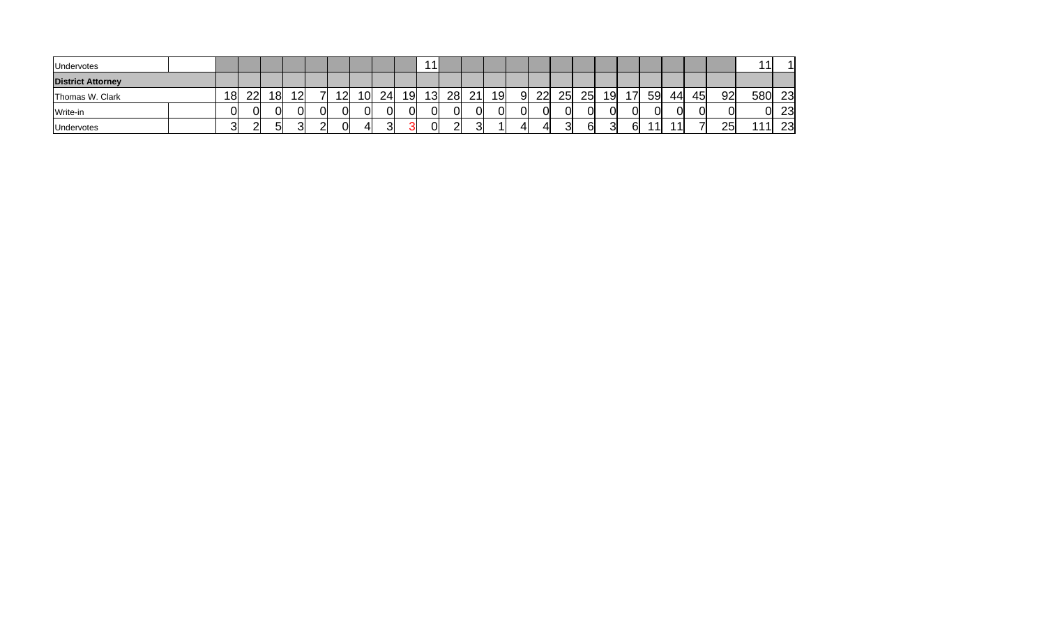| | | | | | | | | | | | | | | | | | | | | | | | | | | |
|---|---|---|---|---|---|---|---|---|---|---|---|---|---|---|---|---|---|---|---|---|---|---|---|---|---|---|
| Undervotes | | | | | | | | | | | 11 | | | | | | | | | | | | | | 11 | 1 |
| **District Attorney** | | | | | | | | | | | | | | | | | | | | | | | | | | |
| Thomas W. Clark | | 18 | 22 | 18 | 12 | 7 | 12 | 10 | 24 | 19 | 13 | 28 | 21 | 19 | 9 | 22 | 25 | 25 | 19 | 17 | 59 | 44 | 45 | 92 | 580 | 23 |
| Write-in | | 0 | 0 | 0 | 0 | 0 | 0 | 0 | 0 | 0 | 0 | 0 | 0 | 0 | 0 | 0 | 0 | 0 | 0 | 0 | 0 | 0 | 0 | 0 | 0 | 23 |
| Undervotes | | 3 | 2 | 5 | 3 | 2 | 0 | 4 | 3 | 3 | 0 | 2 | 3 | 1 | 4 | 4 | 3 | 6 | 3 | 6 | 11 | 11 | 7 | 25 | 111 | 23 |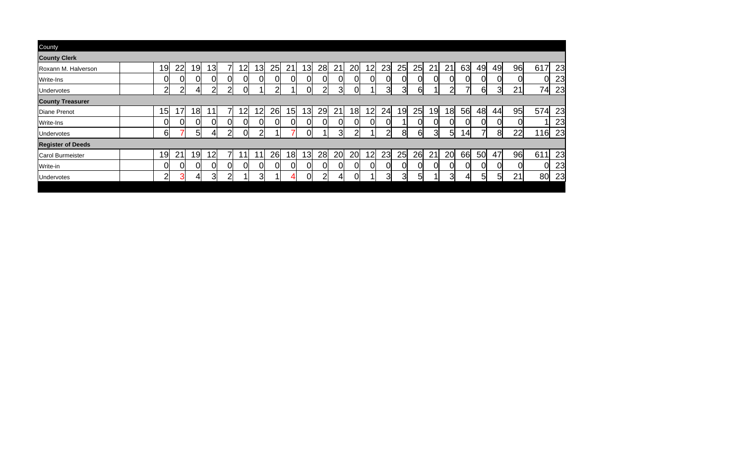| County | | | | | | | | | | | | | | | | | | | | | | | | | | |
|---|---|---|---|---|---|---|---|---|---|---|---|---|---|---|---|---|---|---|---|---|---|---|---|---|---|---|
| **County Clerk** | | | | | | | | | | | | | | | | | | | | | | | | | | |
| Roxann M. Halverson | | 19 | 22 | 19 | 13 | 7 | 12 | 13 | 25 | 21 | 13 | 28 | 21 | 20 | 12 | 23 | 25 | 25 | 21 | 21 | 63 | 49 | 49 | 96 | 617 | 23 |
| Write-Ins | | 0 | 0 | 0 | 0 | 0 | 0 | 0 | 0 | 0 | 0 | 0 | 0 | 0 | 0 | 0 | 0 | 0 | 0 | 0 | 0 | 0 | 0 | 0 | 0 | 23 |
| Undervotes | | 2 | 2 | 4 | 2 | 2 | 0 | 1 | 2 | 1 | 0 | 2 | 3 | 0 | 1 | 3 | 3 | 6 | 1 | 2 | 7 | 6 | 3 | 21 | 74 | 23 |
| **County Treasurer** | | | | | | | | | | | | | | | | | | | | | | | | | | |
| Diane Prenot | | 15 | 17 | 18 | 11 | 7 | 12 | 12 | 26 | 15 | 13 | 29 | 21 | 18 | 12 | 24 | 19 | 25 | 19 | 18 | 56 | 48 | 44 | 95 | 574 | 23 |
| Write-Ins | | 0 | 0 | 0 | 0 | 0 | 0 | 0 | 0 | 0 | 0 | 0 | 0 | 0 | 0 | 0 | 1 | 0 | 0 | 0 | 0 | 0 | 0 | 0 | 1 | 23 |
| Undervotes | | 6 | 7 | 5 | 4 | 2 | 0 | 2 | 1 | 7 | 0 | 1 | 3 | 2 | 1 | 2 | 8 | 6 | 3 | 5 | 14 | 7 | 8 | 22 | 116 | 23 |
| **Register of Deeds** | | | | | | | | | | | | | | | | | | | | | | | | | | |
| Carol Burmeister | | 19 | 21 | 19 | 12 | 7 | 11 | 11 | 26 | 18 | 13 | 28 | 20 | 20 | 12 | 23 | 25 | 26 | 21 | 20 | 66 | 50 | 47 | 96 | 611 | 23 |
| Write-in | | 0 | 0 | 0 | 0 | 0 | 0 | 0 | 0 | 0 | 0 | 0 | 0 | 0 | 0 | 0 | 0 | 0 | 0 | 0 | 0 | 0 | 0 | 0 | 0 | 23 |
| Undervotes | | 2 | 3 | 4 | 3 | 2 | 1 | 3 | 1 | 4 | 0 | 2 | 4 | 0 | 1 | 3 | 3 | 5 | 1 | 3 | 4 | 5 | 5 | 21 | 80 | 23 |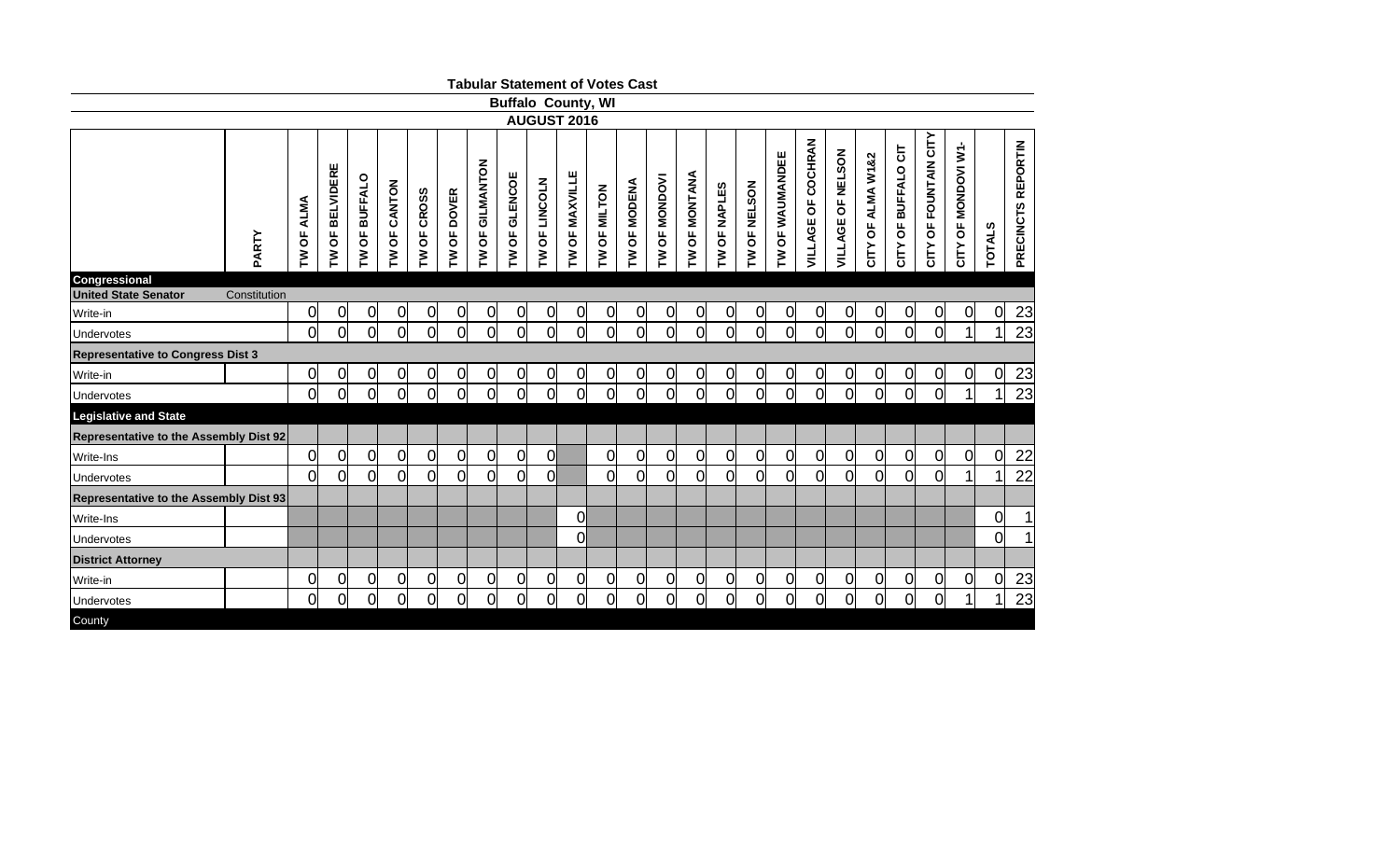# Tabular Statement of Votes Cast

## Buffalo County, WI

### AUGUST 2016

| | PARTY | TW OF ALMA | TW OF BELVIDERE | TW OF BUFFALO | TW OF CANTON | TW OF CROSS | TW OF DOVER | TW OF GILMANTON | TW OF GLENCOE | TW OF LINCOLN | TW OF MAXVILLE | TW OF MILTON | TW OF MODENA | TW OF MONDOVI | TW OF MONTANA | TW OF NAPLES | TW OF NELSON | TW OF WAUMANDEE | VILLAGE OF COCHRAN | VILLAGE OF NELSON | CITY OF ALMA W1&2 | CITY OF BUFFALO CIT | CITY OF FOUNTAIN CITY | CITY OF MONDOVI W1- | TOTALS | PRECINCTS REPORTIN |
|---|---|---|---|---|---|---|---|---|---|---|---|---|---|---|---|---|---|---|---|---|---|---|---|---|---|---|
| **Congressional** | | | | | | | | | | | | | | | | | | | | | | | | | | |
| **United State Senator** | Constitution | | | | | | | | | | | | | | | | | | | | | | | | | |
| Write-in | | 0 | 0 | 0 | 0 | 0 | 0 | 0 | 0 | 0 | 0 | 0 | 0 | 0 | 0 | 0 | 0 | 0 | 0 | 0 | 0 | 0 | 0 | 0 | 0 | 23 |
| Undervotes | | 0 | 0 | 0 | 0 | 0 | 0 | 0 | 0 | 0 | 0 | 0 | 0 | 0 | 0 | 0 | 0 | 0 | 0 | 0 | 0 | 0 | 0 | 1 | 1 | 23 |
| **Representative to Congress Dist 3** | | | | | | | | | | | | | | | | | | | | | | | | | | |
| Write-in | | 0 | 0 | 0 | 0 | 0 | 0 | 0 | 0 | 0 | 0 | 0 | 0 | 0 | 0 | 0 | 0 | 0 | 0 | 0 | 0 | 0 | 0 | 0 | 0 | 23 |
| Undervotes | | 0 | 0 | 0 | 0 | 0 | 0 | 0 | 0 | 0 | 0 | 0 | 0 | 0 | 0 | 0 | 0 | 0 | 0 | 0 | 0 | 0 | 0 | 1 | 1 | 23 |
| **Legislative and State** | | | | | | | | | | | | | | | | | | | | | | | | | | |
| **Representative to the Assembly Dist 92** | | | | | | | | | | | | | | | | | | | | | | | | | | |
| Write-Ins | | 0 | 0 | 0 | 0 | 0 | 0 | 0 | 0 | 0 | | 0 | 0 | 0 | 0 | 0 | 0 | 0 | 0 | 0 | 0 | 0 | 0 | 0 | 0 | 22 |
| Undervotes | | 0 | 0 | 0 | 0 | 0 | 0 | 0 | 0 | 0 | | 0 | 0 | 0 | 0 | 0 | 0 | 0 | 0 | 0 | 0 | 0 | 0 | 1 | 1 | 22 |
| **Representative to the Assembly Dist 93** | | | | | | | | | | | | | | | | | | | | | | | | | | |
| Write-Ins | | | | | | | | | | | 0 | | | | | | | | | | | | | | 0 | 1 |
| Undervotes | | | | | | | | | | | 0 | | | | | | | | | | | | | | 0 | 1 |
| **District Attorney** | | | | | | | | | | | | | | | | | | | | | | | | | | |
| Write-in | | 0 | 0 | 0 | 0 | 0 | 0 | 0 | 0 | 0 | 0 | 0 | 0 | 0 | 0 | 0 | 0 | 0 | 0 | 0 | 0 | 0 | 0 | 0 | 0 | 23 |
| Undervotes | | 0 | 0 | 0 | 0 | 0 | 0 | 0 | 0 | 0 | 0 | 0 | 0 | 0 | 0 | 0 | 0 | 0 | 0 | 0 | 0 | 0 | 0 | 1 | 1 | 23 |
| County | | | | | | | | | | | | | | | | | | | | | | | | | | |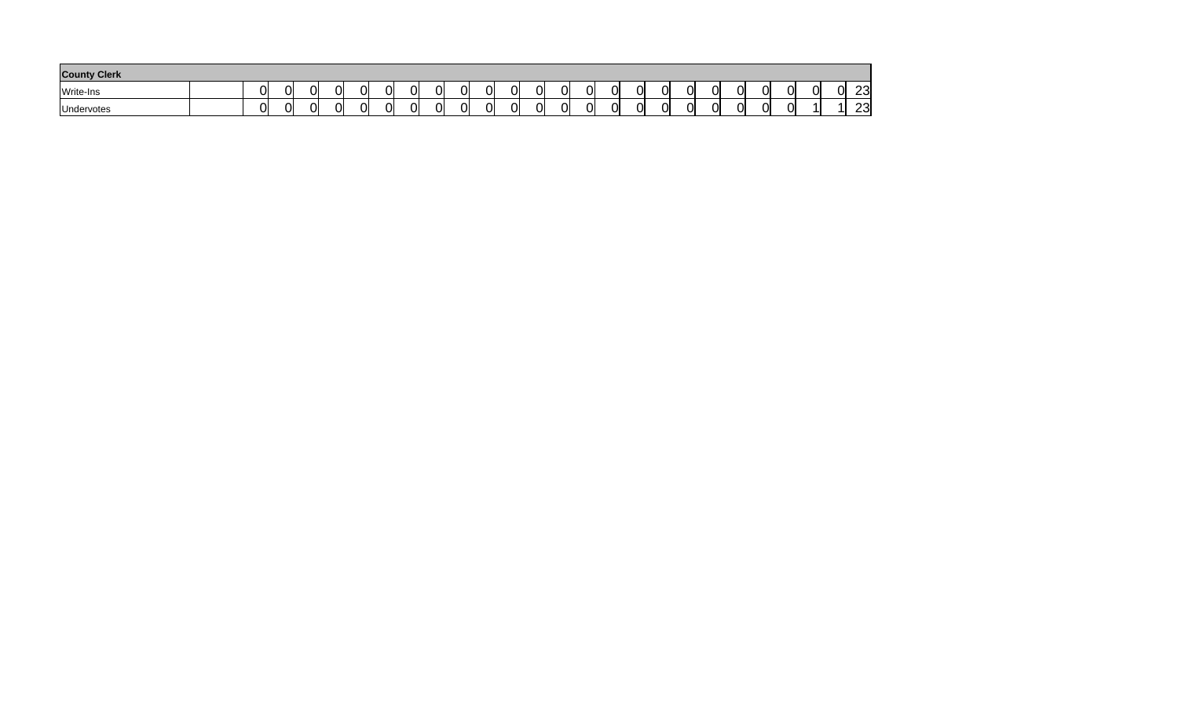| County Clerk | | | | | | | | | | | | | | | | | | | | | | | | | | |
|---|---|---|---|---|---|---|---|---|---|---|---|---|---|---|---|---|---|---|---|---|---|---|---|---|---|---|
| Write-Ins | | 0 | 0 | 0 | 0 | 0 | 0 | 0 | 0 | 0 | 0 | 0 | 0 | 0 | 0 | 0 | 0 | 0 | 0 | 0 | 0 | 0 | 0 | 0 | 0 | 23 |
| Undervotes | | 0 | 0 | 0 | 0 | 0 | 0 | 0 | 0 | 0 | 0 | 0 | 0 | 0 | 0 | 0 | 0 | 0 | 0 | 0 | 0 | 0 | 0 | 1 | 1 | 23 |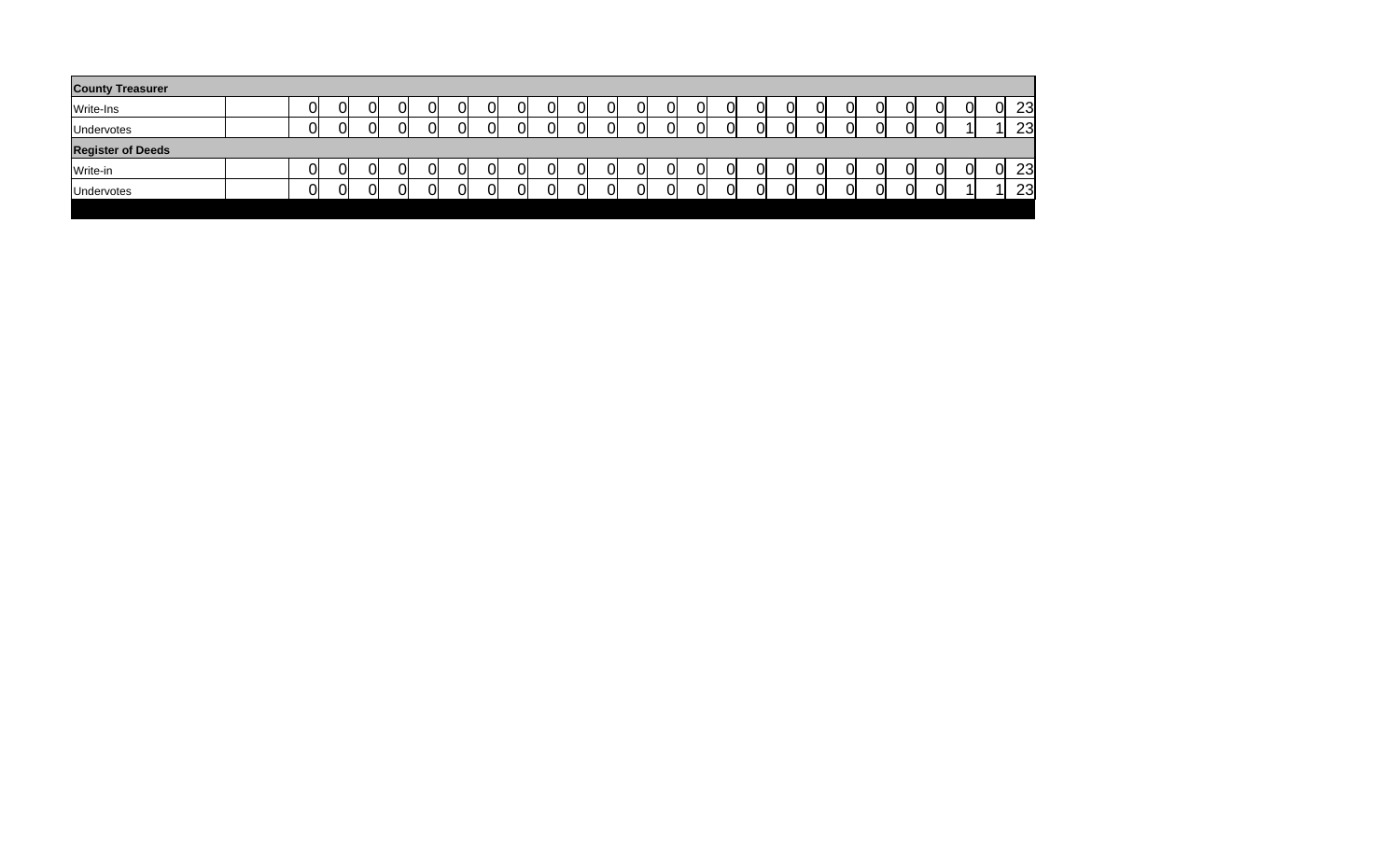| County Treasurer | | | | | | | | | | | | | | | | | | | | | | | | | | |
|---|---|---|---|---|---|---|---|---|---|---|---|---|---|---|---|---|---|---|---|---|---|---|---|---|---|---|
| Write-Ins | | 0 | 0 | 0 | 0 | 0 | 0 | 0 | 0 | 0 | 0 | 0 | 0 | 0 | 0 | 0 | 0 | 0 | 0 | 0 | 0 | 0 | 0 | 0 | 0 | 23 |
| Undervotes | | 0 | 0 | 0 | 0 | 0 | 0 | 0 | 0 | 0 | 0 | 0 | 0 | 0 | 0 | 0 | 0 | 0 | 0 | 0 | 0 | 0 | 0 | 1 | 1 | 23 |
| **Register of Deeds** | | | | | | | | | | | | | | | | | | | | | | | | | | |
| Write-in | | 0 | 0 | 0 | 0 | 0 | 0 | 0 | 0 | 0 | 0 | 0 | 0 | 0 | 0 | 0 | 0 | 0 | 0 | 0 | 0 | 0 | 0 | 0 | 0 | 23 |
| Undervotes | | 0 | 0 | 0 | 0 | 0 | 0 | 0 | 0 | 0 | 0 | 0 | 0 | 0 | 0 | 0 | 0 | 0 | 0 | 0 | 0 | 0 | 0 | 1 | 1 | 23 |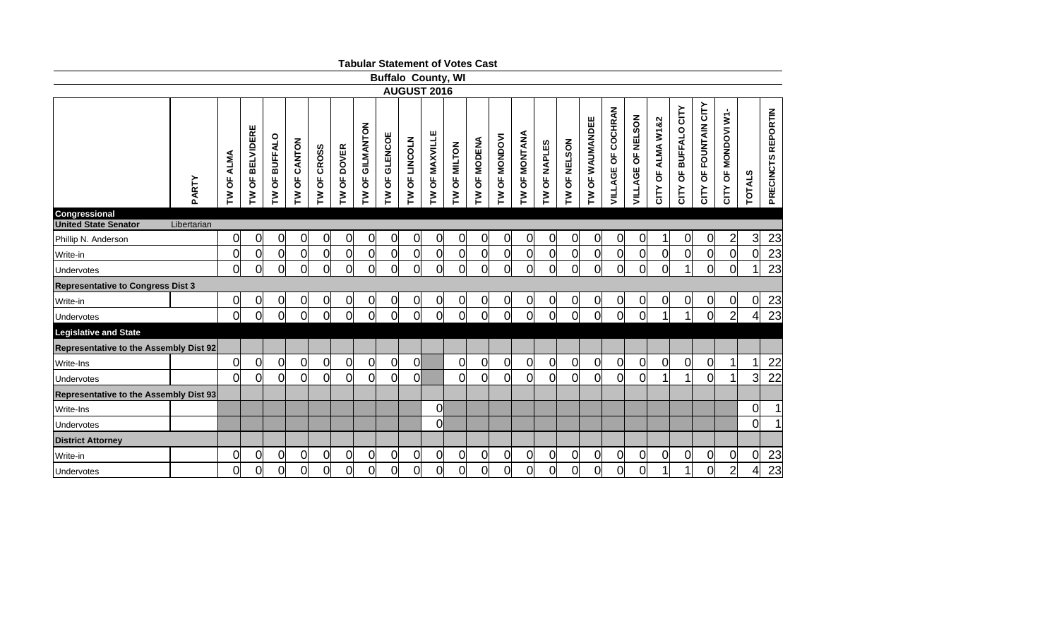**Tabular Statement of Votes Cast**

**Buffalo County, WI**

**AUGUST 2016**

| | PARTY | TW OF ALMA | TW OF BELVIDERE | TW OF BUFFALO | TW OF CANTON | TW OF CROSS | TW OF DOVER | TW OF GILMANTON | TW OF GLENCOE | TW OF LINCOLN | TW OF MAXVILLE | TW OF MILTON | TW OF MODENA | TW OF MONDOVI | TW OF MONTANA | TW OF NAPLES | TW OF NELSON | TW OF WAUMANDEE | VILLAGE OF COCHRAN | VILLAGE OF NELSON | CITY OF ALMA W1&2 | CITY OF BUFFALO CITY | CITY OF FOUNTAIN CITY | CITY OF MONDOVI W1- | TOTALS | PRECINCTS REPORTIN |
|---|---|---|---|---|---|---|---|---|---|---|---|---|---|---|---|---|---|---|---|---|---|---|---|---|---|---|
| **Congressional** | | | | | | | | | | | | | | | | | | | | | | | | | | |
| **United State Senator** | Libertarian | | | | | | | | | | | | | | | | | | | | | | | | | |
| Phillip N. Anderson | | 0 | 0 | 0 | 0 | 0 | 0 | 0 | 0 | 0 | 0 | 0 | 0 | 0 | 0 | 0 | 0 | 0 | 0 | 0 | 1 | 0 | 0 | 2 | 3 | 23 |
| Write-in | | 0 | 0 | 0 | 0 | 0 | 0 | 0 | 0 | 0 | 0 | 0 | 0 | 0 | 0 | 0 | 0 | 0 | 0 | 0 | 0 | 0 | 0 | 0 | 0 | 23 |
| Undervotes | | 0 | 0 | 0 | 0 | 0 | 0 | 0 | 0 | 0 | 0 | 0 | 0 | 0 | 0 | 0 | 0 | 0 | 0 | 0 | 0 | 1 | 0 | 0 | 1 | 23 |
| **Representative to Congress Dist 3** | | | | | | | | | | | | | | | | | | | | | | | | | | |
| Write-in | | 0 | 0 | 0 | 0 | 0 | 0 | 0 | 0 | 0 | 0 | 0 | 0 | 0 | 0 | 0 | 0 | 0 | 0 | 0 | 0 | 0 | 0 | 0 | 0 | 23 |
| Undervotes | | 0 | 0 | 0 | 0 | 0 | 0 | 0 | 0 | 0 | 0 | 0 | 0 | 0 | 0 | 0 | 0 | 0 | 0 | 0 | 1 | 1 | 0 | 2 | 4 | 23 |
| **Legislative and State** | | | | | | | | | | | | | | | | | | | | | | | | | | |
| **Representative to the Assembly Dist 92** | | | | | | | | | | | | | | | | | | | | | | | | | | |
| Write-Ins | | 0 | 0 | 0 | 0 | 0 | 0 | 0 | 0 | 0 | | 0 | 0 | 0 | 0 | 0 | 0 | 0 | 0 | 0 | 0 | 0 | 0 | 1 | 1 | 22 |
| Undervotes | | 0 | 0 | 0 | 0 | 0 | 0 | 0 | 0 | 0 | | 0 | 0 | 0 | 0 | 0 | 0 | 0 | 0 | 0 | 1 | 1 | 0 | 1 | 3 | 22 |
| **Representative to the Assembly Dist 93** | | | | | | | | | | | | | | | | | | | | | | | | | | |
| Write-Ins | | | | | | | | | | | 0 | | | | | | | | | | | | | | 0 | 1 |
| Undervotes | | | | | | | | | | | 0 | | | | | | | | | | | | | | 0 | 1 |
| **District Attorney** | | | | | | | | | | | | | | | | | | | | | | | | | | |
| Write-in | | 0 | 0 | 0 | 0 | 0 | 0 | 0 | 0 | 0 | 0 | 0 | 0 | 0 | 0 | 0 | 0 | 0 | 0 | 0 | 0 | 0 | 0 | 0 | 0 | 23 |
| Undervotes | | 0 | 0 | 0 | 0 | 0 | 0 | 0 | 0 | 0 | 0 | 0 | 0 | 0 | 0 | 0 | 0 | 0 | 0 | 0 | 1 | 1 | 0 | 2 | 4 | 23 |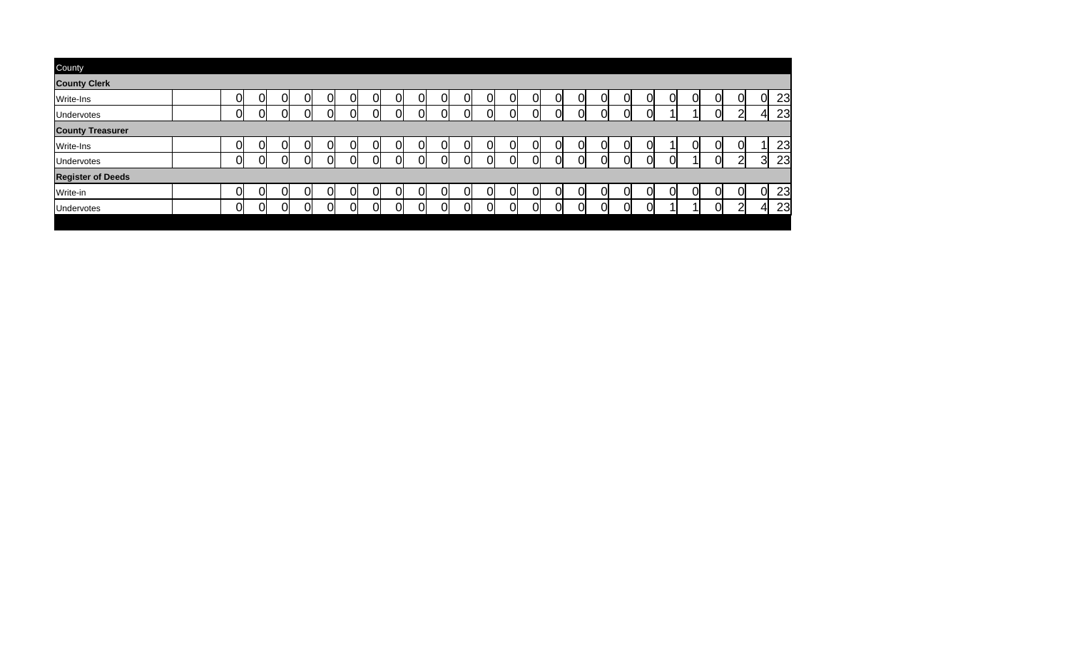| County | | | | | | | | | | | | | | | | | | | | | | | | | | |
|---|---|---|---|---|---|---|---|---|---|---|---|---|---|---|---|---|---|---|---|---|---|---|---|---|---|---|
| **County Clerk** | | | | | | | | | | | | | | | | | | | | | | | | | | |
| Write-Ins | | 0 | 0 | 0 | 0 | 0 | 0 | 0 | 0 | 0 | 0 | 0 | 0 | 0 | 0 | 0 | 0 | 0 | 0 | 0 | 0 | 0 | 0 | 0 | 0 | 23 |
| Undervotes | | 0 | 0 | 0 | 0 | 0 | 0 | 0 | 0 | 0 | 0 | 0 | 0 | 0 | 0 | 0 | 0 | 0 | 0 | 0 | 1 | 1 | 0 | 2 | 4 | 23 |
| **County Treasurer** | | | | | | | | | | | | | | | | | | | | | | | | | | |
| Write-Ins | | 0 | 0 | 0 | 0 | 0 | 0 | 0 | 0 | 0 | 0 | 0 | 0 | 0 | 0 | 0 | 0 | 0 | 0 | 0 | 1 | 0 | 0 | 0 | 1 | 23 |
| Undervotes | | 0 | 0 | 0 | 0 | 0 | 0 | 0 | 0 | 0 | 0 | 0 | 0 | 0 | 0 | 0 | 0 | 0 | 0 | 0 | 0 | 1 | 0 | 2 | 3 | 23 |
| **Register of Deeds** | | | | | | | | | | | | | | | | | | | | | | | | | | |
| Write-in | | 0 | 0 | 0 | 0 | 0 | 0 | 0 | 0 | 0 | 0 | 0 | 0 | 0 | 0 | 0 | 0 | 0 | 0 | 0 | 0 | 0 | 0 | 0 | 0 | 23 |
| Undervotes | | 0 | 0 | 0 | 0 | 0 | 0 | 0 | 0 | 0 | 0 | 0 | 0 | 0 | 0 | 0 | 0 | 0 | 0 | 0 | 1 | 1 | 0 | 2 | 4 | 23 |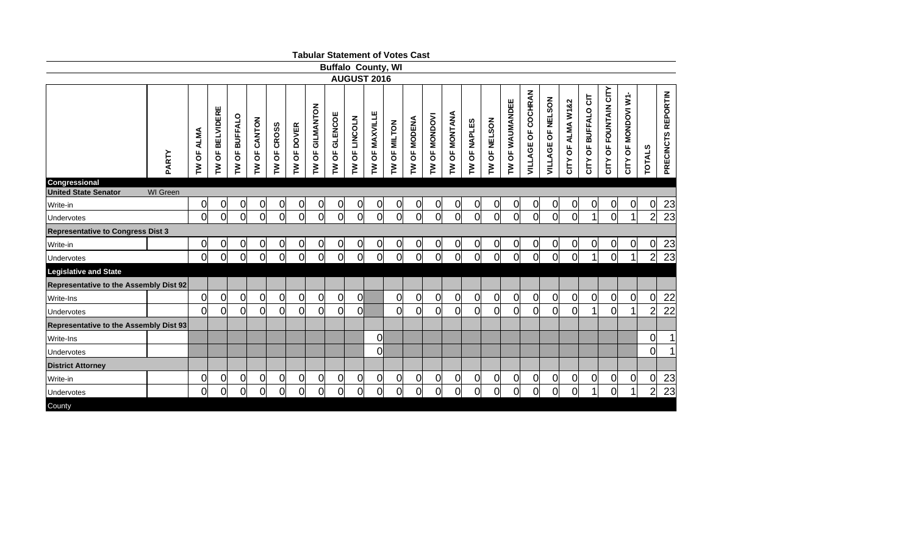# Tabular Statement of Votes Cast

## Buffalo County, WI

### AUGUST 2016

| | PARTY | TW OF ALMA | TW OF BELVIDERE | TW OF BUFFALO | TW OF CANTON | TW OF CROSS | TW OF DOVER | TW OF GILMANTON | TW OF GLENCOE | TW OF LINCOLN | TW OF MAXVILLE | TW OF MILTON | TW OF MODENA | TW OF MONDOVI | TW OF MONTANA | TW OF NAPLES | TW OF NELSON | TW OF WAUMANDEE | VILLAGE OF COCHRAN | VILLAGE OF NELSON | CITY OF ALMA W1&2 | CITY OF BUFFALO CIT | CITY OF FOUNTAIN CITY | CITY OF MONDOVI W1- | TOTALS | PRECINCTS REPORTIN |
|---|---|---|---|---|---|---|---|---|---|---|---|---|---|---|---|---|---|---|---|---|---|---|---|---|---|---|
| **Congressional** | | | | | | | | | | | | | | | | | | | | | | | | | | |
| **United State Senator** | WI Green | | | | | | | | | | | | | | | | | | | | | | | | | |
| Write-in | | 0 | 0 | 0 | 0 | 0 | 0 | 0 | 0 | 0 | 0 | 0 | 0 | 0 | 0 | 0 | 0 | 0 | 0 | 0 | 0 | 0 | 0 | 0 | 0 | 23 |
| Undervotes | | 0 | 0 | 0 | 0 | 0 | 0 | 0 | 0 | 0 | 0 | 0 | 0 | 0 | 0 | 0 | 0 | 0 | 0 | 0 | 0 | 1 | 0 | 1 | 2 | 23 |
| **Representative to Congress Dist 3** | | | | | | | | | | | | | | | | | | | | | | | | | | |
| Write-in | | 0 | 0 | 0 | 0 | 0 | 0 | 0 | 0 | 0 | 0 | 0 | 0 | 0 | 0 | 0 | 0 | 0 | 0 | 0 | 0 | 0 | 0 | 0 | 0 | 23 |
| Undervotes | | 0 | 0 | 0 | 0 | 0 | 0 | 0 | 0 | 0 | 0 | 0 | 0 | 0 | 0 | 0 | 0 | 0 | 0 | 0 | 0 | 1 | 0 | 1 | 2 | 23 |
| **Legislative and State** | | | | | | | | | | | | | | | | | | | | | | | | | | |
| **Representative to the Assembly Dist 92** | | | | | | | | | | | | | | | | | | | | | | | | | | |
| Write-Ins | | 0 | 0 | 0 | 0 | 0 | 0 | 0 | 0 | 0 | | 0 | 0 | 0 | 0 | 0 | 0 | 0 | 0 | 0 | 0 | 0 | 0 | 0 | 0 | 22 |
| Undervotes | | 0 | 0 | 0 | 0 | 0 | 0 | 0 | 0 | 0 | | 0 | 0 | 0 | 0 | 0 | 0 | 0 | 0 | 0 | 0 | 1 | 0 | 1 | 2 | 22 |
| **Representative to the Assembly Dist 93** | | | | | | | | | | | | | | | | | | | | | | | | | | |
| Write-Ins | | | | | | | | | | | 0 | | | | | | | | | | | | | | 0 | 1 |
| Undervotes | | | | | | | | | | | 0 | | | | | | | | | | | | | | 0 | 1 |
| **District Attorney** | | | | | | | | | | | | | | | | | | | | | | | | | | |
| Write-in | | 0 | 0 | 0 | 0 | 0 | 0 | 0 | 0 | 0 | 0 | 0 | 0 | 0 | 0 | 0 | 0 | 0 | 0 | 0 | 0 | 0 | 0 | 0 | 0 | 23 |
| Undervotes | | 0 | 0 | 0 | 0 | 0 | 0 | 0 | 0 | 0 | 0 | 0 | 0 | 0 | 0 | 0 | 0 | 0 | 0 | 0 | 0 | 1 | 0 | 1 | 2 | 23 |
| County | | | | | | | | | | | | | | | | | | | | | | | | | | |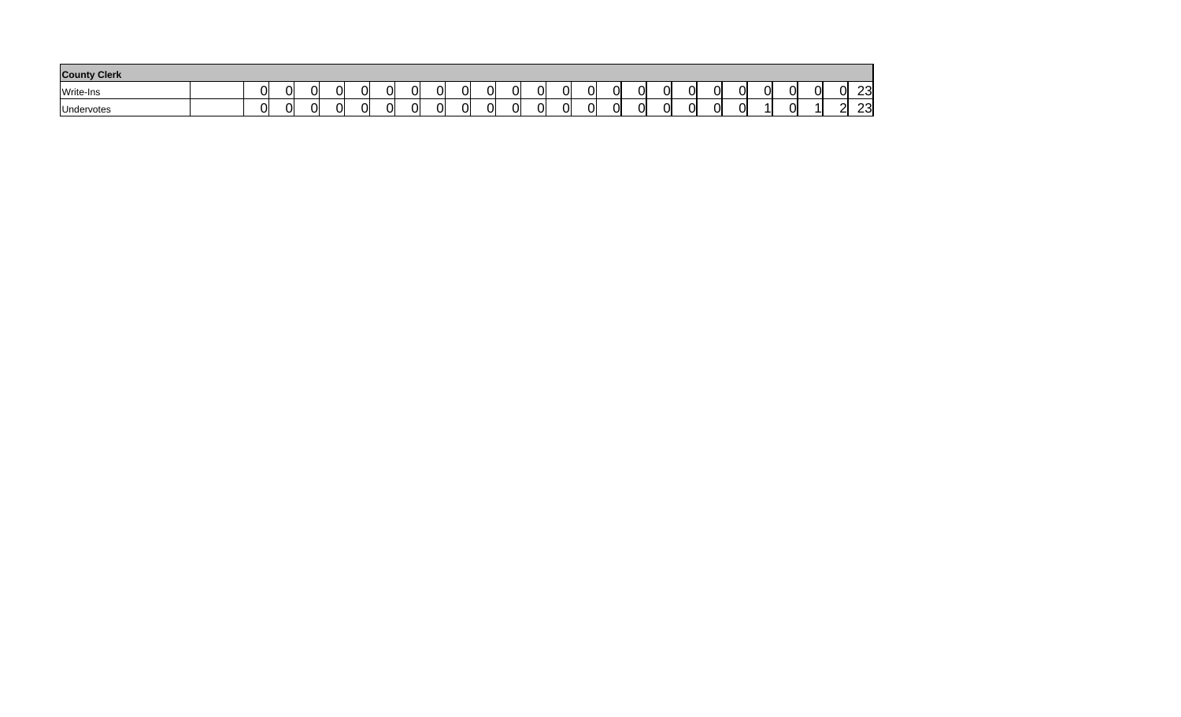| County Clerk | | | | | | | | | | | | | | | | | | | | | | | | | | |
|---|---|---|---|---|---|---|---|---|---|---|---|---|---|---|---|---|---|---|---|---|---|---|---|---|---|---|
| Write-Ins | | 0 | 0 | 0 | 0 | 0 | 0 | 0 | 0 | 0 | 0 | 0 | 0 | 0 | 0 | 0 | 0 | 0 | 0 | 0 | 0 | 0 | 0 | 0 | 0 | 23 |
| Undervotes | | 0 | 0 | 0 | 0 | 0 | 0 | 0 | 0 | 0 | 0 | 0 | 0 | 0 | 0 | 0 | 0 | 0 | 0 | 0 | 0 | 1 | 0 | 1 | 2 | 23 |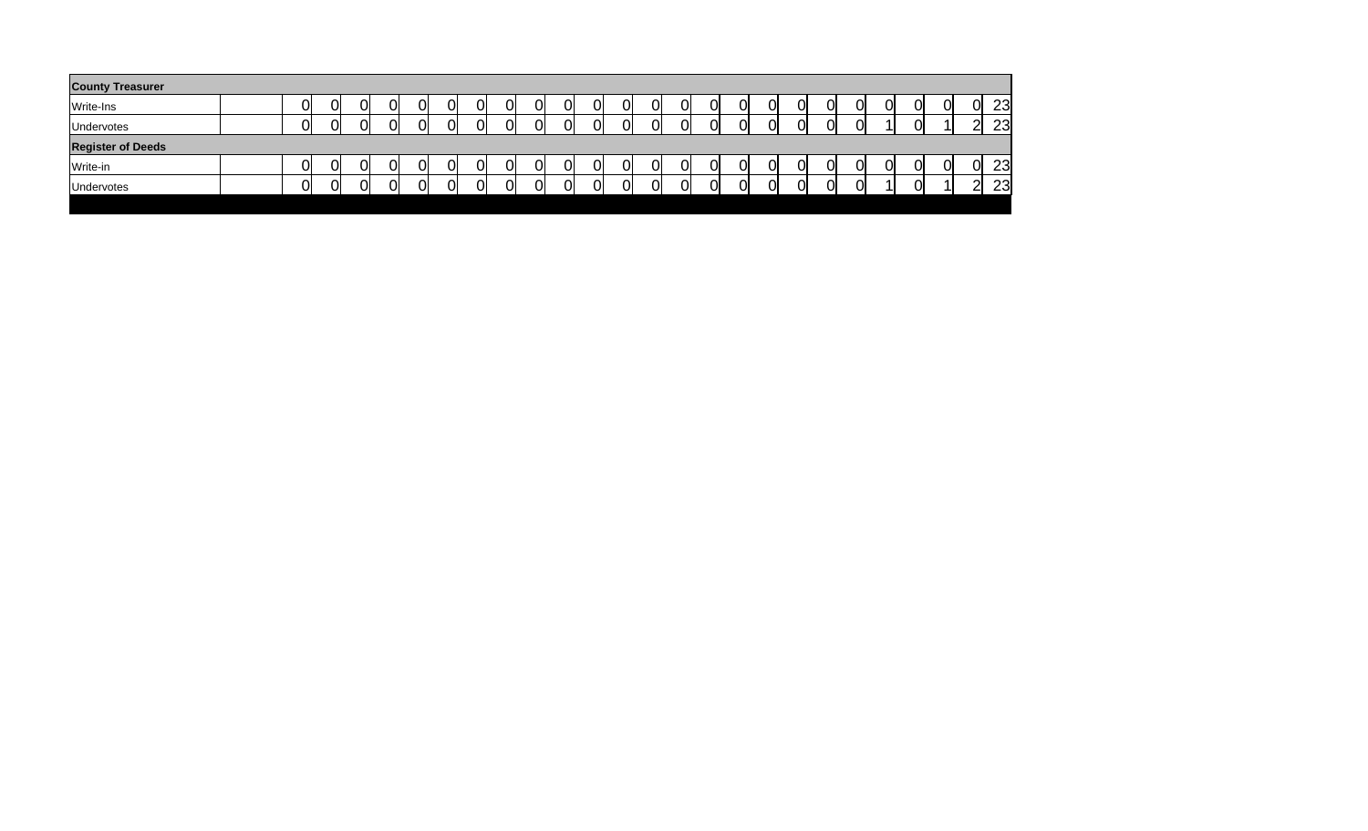| | | | | | | | | | | | | | | | | | | | | | | | | | | |
|---|---|---|---|---|---|---|---|---|---|---|---|---|---|---|---|---|---|---|---|---|---|---|---|---|---|---|
| **County Treasurer** | | | | | | | | | | | | | | | | | | | | | | | | | | |
| Write-Ins | | 0 | 0 | 0 | 0 | 0 | 0 | 0 | 0 | 0 | 0 | 0 | 0 | 0 | 0 | 0 | 0 | 0 | 0 | 0 | 0 | 0 | 0 | 0 | 0 | 23 |
| Undervotes | | 0 | 0 | 0 | 0 | 0 | 0 | 0 | 0 | 0 | 0 | 0 | 0 | 0 | 0 | 0 | 0 | 0 | 0 | 0 | 0 | 1 | 0 | 1 | 2 | 23 |
| **Register of Deeds** | | | | | | | | | | | | | | | | | | | | | | | | | | |
| Write-in | | 0 | 0 | 0 | 0 | 0 | 0 | 0 | 0 | 0 | 0 | 0 | 0 | 0 | 0 | 0 | 0 | 0 | 0 | 0 | 0 | 0 | 0 | 0 | 0 | 23 |
| Undervotes | | 0 | 0 | 0 | 0 | 0 | 0 | 0 | 0 | 0 | 0 | 0 | 0 | 0 | 0 | 0 | 0 | 0 | 0 | 0 | 0 | 1 | 0 | 1 | 2 | 23 |